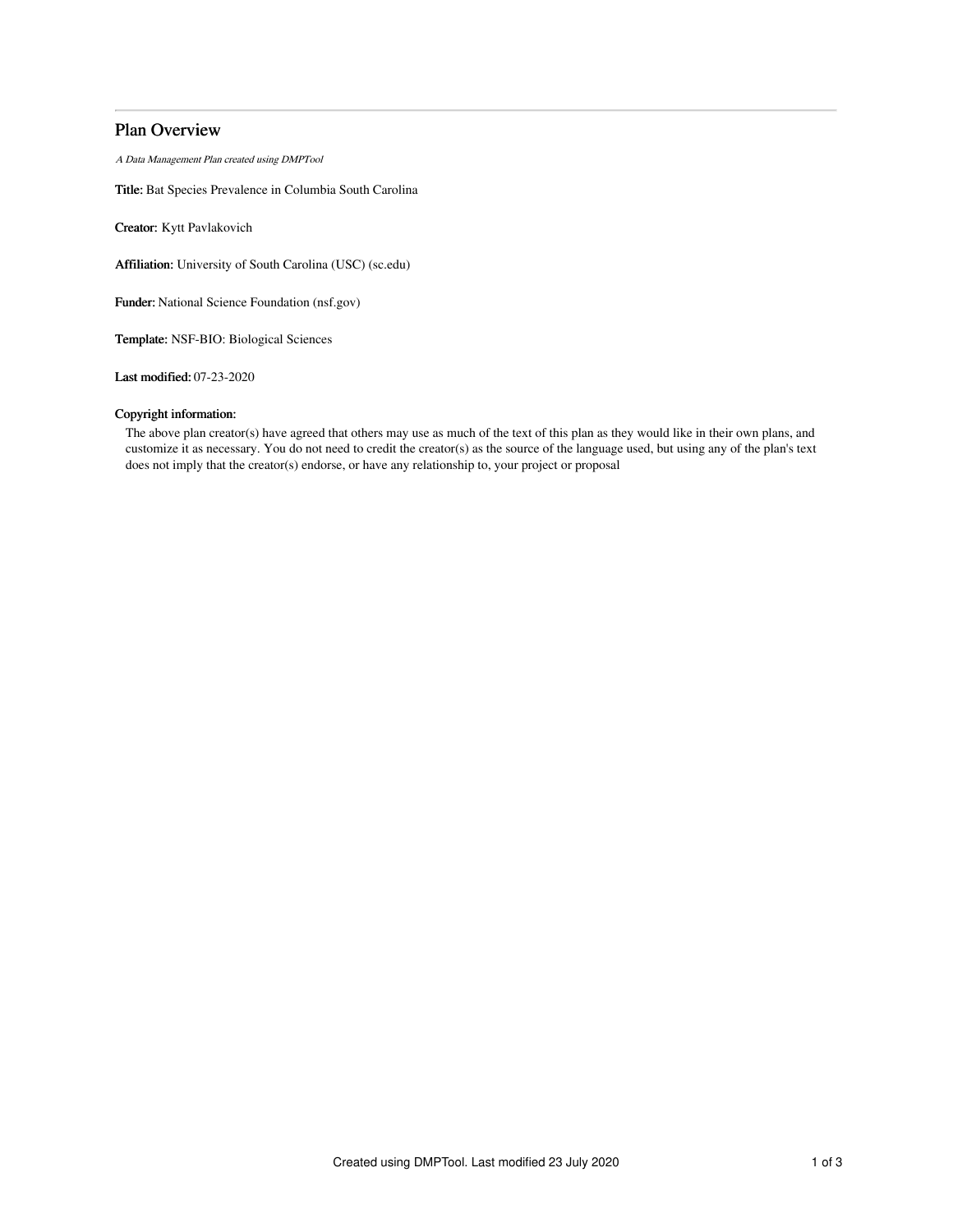# Plan Overview

*A Data Management Plan created using DMPTool*

**Title:** Bat Species Prevalence in Columbia South Carolina

**Creator:** Kytt Pavlakovich

**Affiliation:** University of South Carolina (USC) (sc.edu)

**Funder:** National Science Foundation (nsf.gov)

**Template:** NSF-BIO: Biological Sciences

**Last modified:** 07-23-2020

**Copyright information:**

The above plan creator(s) have agreed that others may use as much of the text of this plan as they would like in their own plans, and customize it as necessary. You do not need to credit the creator(s) as the source of the language used, but using any of the plan's text does not imply that the creator(s) endorse, or have any relationship to, your project or proposal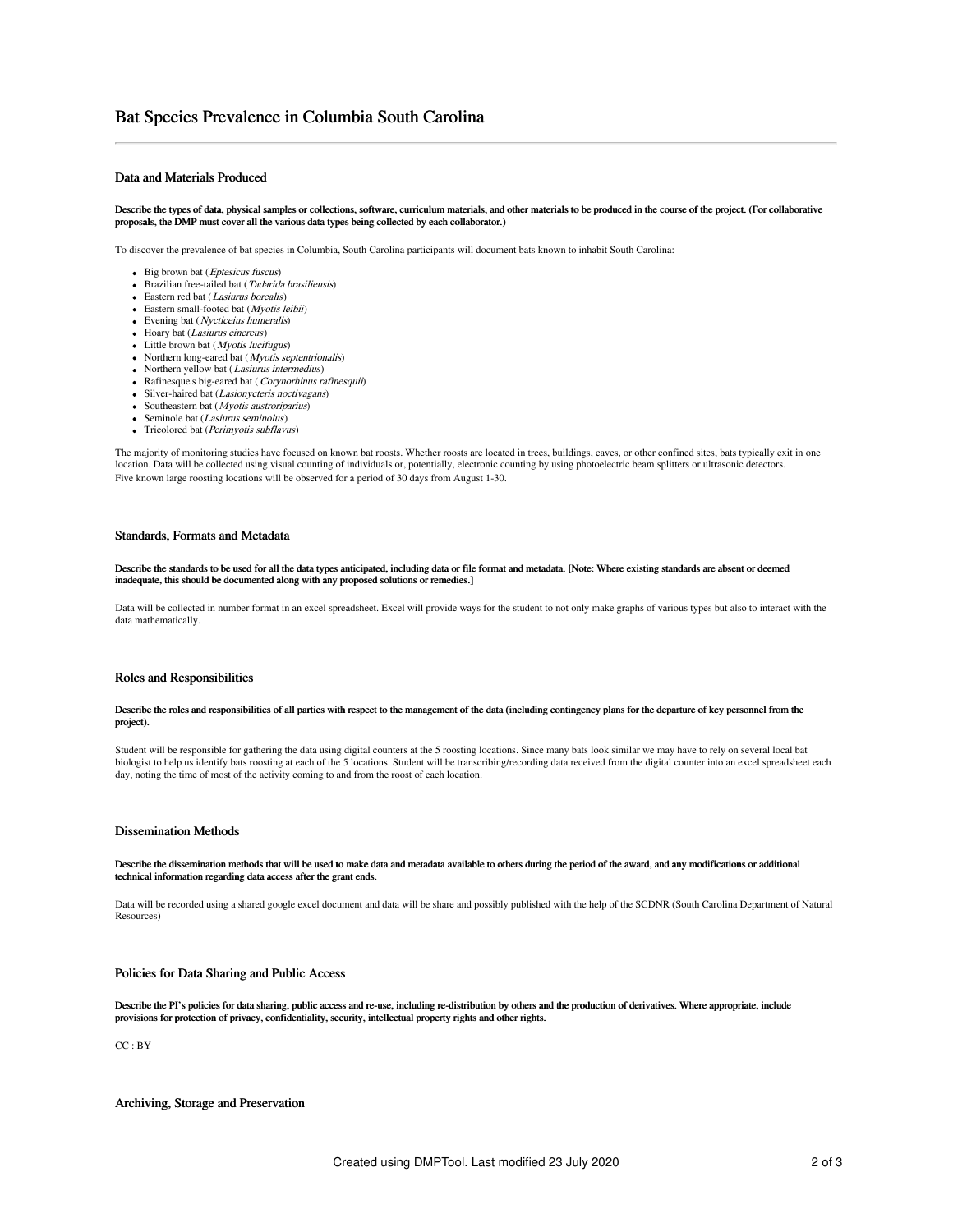# Bat Species Prevalence in Columbia South Carolina

## Data and Materials Produced

**Describe the types of data, physical samples or collections, software, curriculum materials, and other materials to be produced in the course of the project. (For collaborative proposals, the DMP must cover all the various data types being collected by each collaborator.)**

To discover the prevalence of bat species in Columbia, South Carolina participants will document bats known to inhabit South Carolina:

- Big brown bat (*Eptesicus fuscus*)
- Brazilian free-tailed bat (*Tadarida brasiliensis*)
- Eastern red bat (*Lasiurus borealis*)
- Eastern small-footed bat (*Myotis leibii*)
- Evening bat (*Nycticeius humeralis*)
- Hoary bat (*Lasiurus cinereus*)
- Little brown bat (*Myotis lucifugus*)
- Northern long-eared bat (*Myotis septentrionalis*)
- Northern yellow bat (*Lasiurus intermedius*)
- Rafinesque's big-eared bat (*Corynorhinus rafinesquii*)
- Silver-haired bat (*Lasionycteris noctivagans*)
- Southeastern bat (*Myotis austroriparius*)
- Seminole bat (*Lasiurus seminolus*)
- Tricolored bat (*Perimyotis subflavus*)

The majority of monitoring studies have focused on known bat roosts. Whether roosts are located in trees, buildings, caves, or other confined sites, bats typically exit in one location. Data will be collected using visual counting of individuals or, potentially, electronic counting by using photoelectric beam splitters or ultrasonic detectors.
Five known large roosting locations will be observed for a period of 30 days from August 1-30.

## Standards, Formats and Metadata

**Describe the standards to be used for all the data types anticipated, including data or file format and metadata. [Note: Where existing standards are absent or deemed inadequate, this should be documented along with any proposed solutions or remedies.]**

Data will be collected in number format in an excel spreadsheet. Excel will provide ways for the student to not only make graphs of various types but also to interact with the data mathematically.

## Roles and Responsibilities

**Describe the roles and responsibilities of all parties with respect to the management of the data (including contingency plans for the departure of key personnel from the project).**

Student will be responsible for gathering the data using digital counters at the 5 roosting locations. Since many bats look similar we may have to rely on several local bat biologist to help us identify bats roosting at each of the 5 locations. Student will be transcribing/recording data received from the digital counter into an excel spreadsheet each day, noting the time of most of the activity coming to and from the roost of each location.

## Dissemination Methods

**Describe the dissemination methods that will be used to make data and metadata available to others during the period of the award, and any modifications or additional technical information regarding data access after the grant ends.**

Data will be recorded using a shared google excel document and data will be share and possibly published with the help of the SCDNR (South Carolina Department of Natural Resources)

## Policies for Data Sharing and Public Access

**Describe the PI's policies for data sharing, public access and re-use, including re-distribution by others and the production of derivatives. Where appropriate, include provisions for protection of privacy, confidentiality, security, intellectual property rights and other rights.**

CC : BY

## Archiving, Storage and Preservation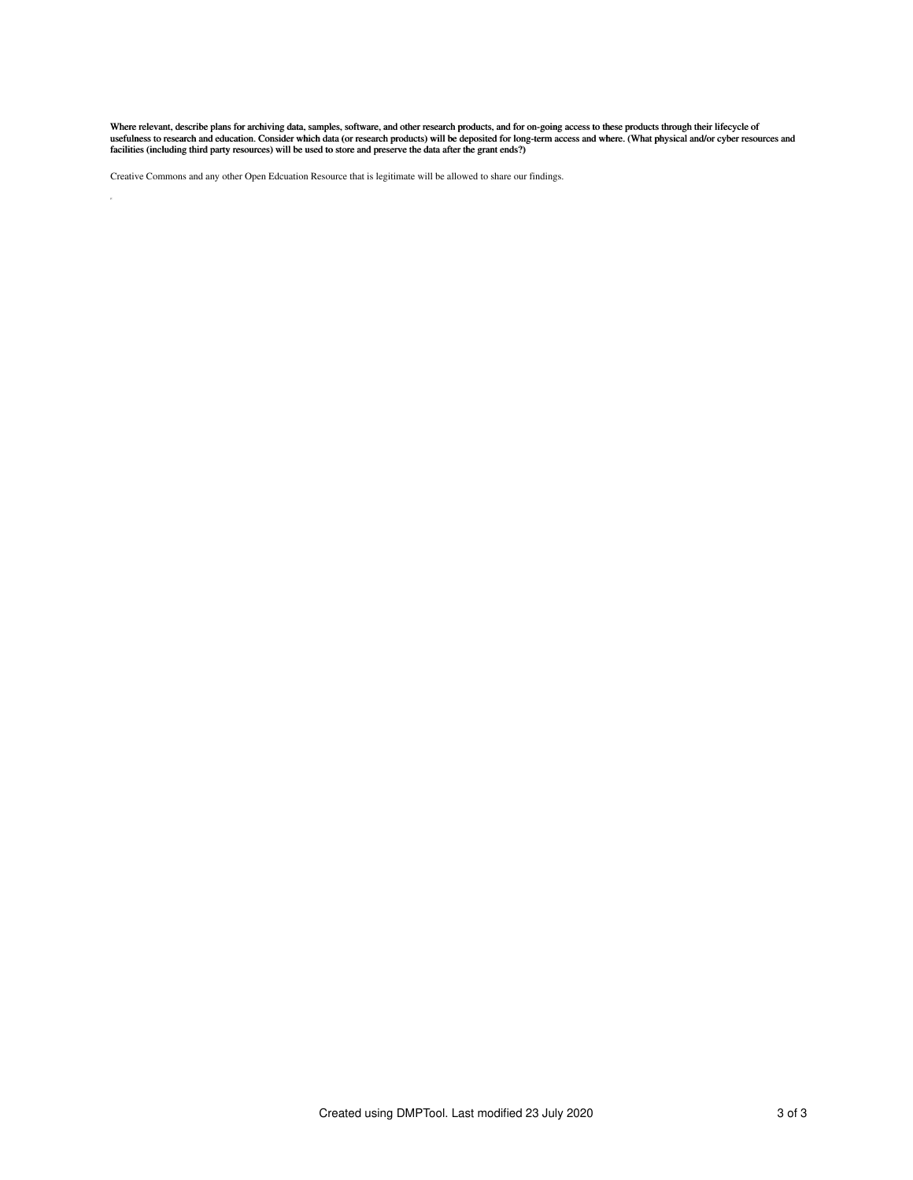**Where relevant, describe plans for archiving data, samples, software, and other research products, and for on-going access to these products through their lifecycle of usefulness to research and education. Consider which data (or research products) will be deposited for long-term access and where. (What physical and/or cyber resources and facilities (including third party resources) will be used to store and preserve the data after the grant ends?)**

Creative Commons and any other Open Edcuation Resource that is legitimate will be allowed to share our findings.

Created using DMPTool. Last modified 23 July 2020